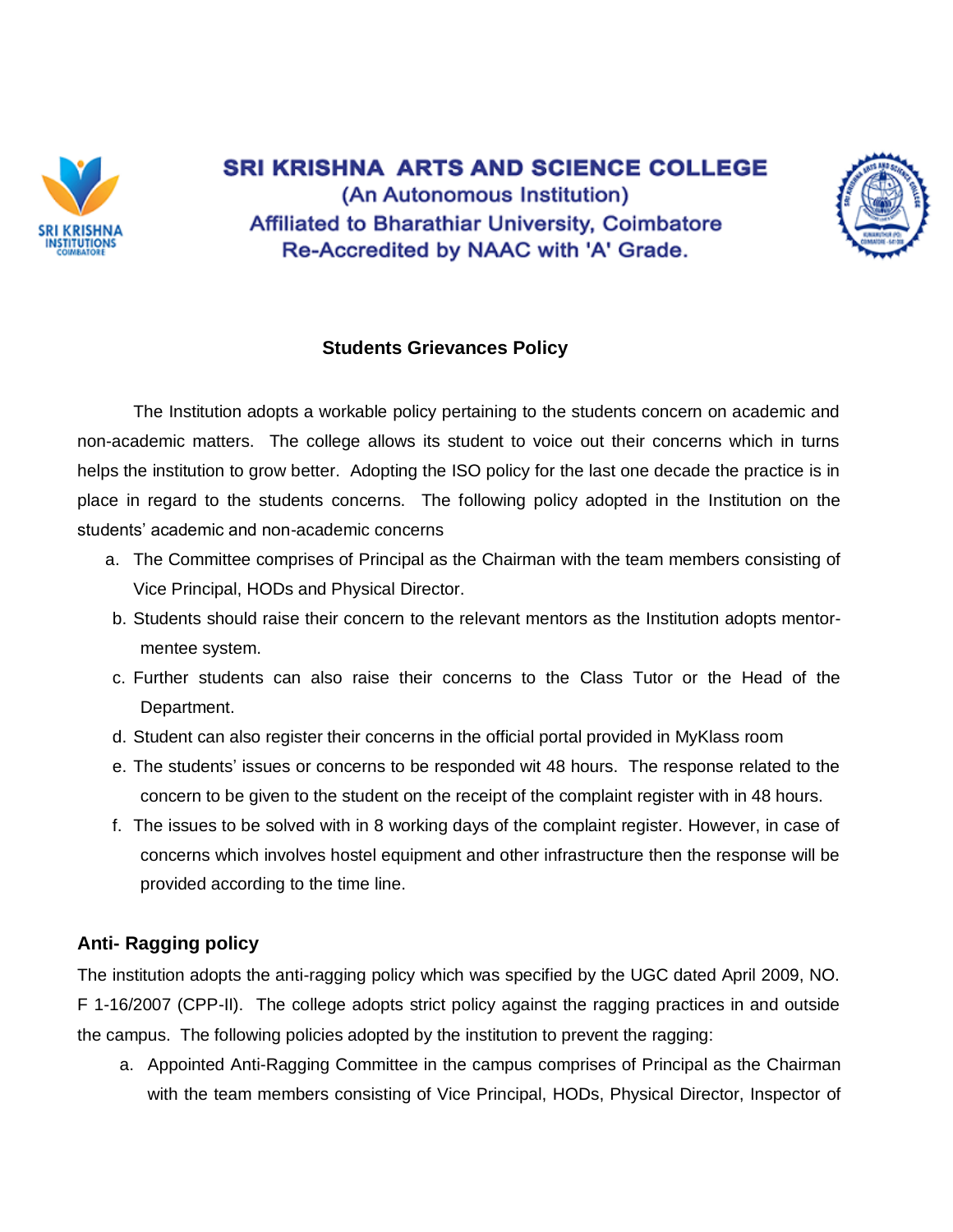# SRI KRISHNA ARTS AND SCIENCE COLLEGE

(An Autonomous Institution)
Affiliated to Bharathiar University, Coimbatore
Re-Accredited by NAAC with 'A' Grade.

## Students Grievances Policy

The Institution adopts a workable policy pertaining to the students concern on academic and non-academic matters. The college allows its student to voice out their concerns which in turns helps the institution to grow better. Adopting the ISO policy for the last one decade the practice is in place in regard to the students concerns. The following policy adopted in the Institution on the students' academic and non-academic concerns

a. The Committee comprises of Principal as the Chairman with the team members consisting of Vice Principal, HODs and Physical Director.
b. Students should raise their concern to the relevant mentors as the Institution adopts mentor-mentee system.
c. Further students can also raise their concerns to the Class Tutor or the Head of the Department.
d. Student can also register their concerns in the official portal provided in MyKlass room
e. The students' issues or concerns to be responded wit 48 hours. The response related to the concern to be given to the student on the receipt of the complaint register with in 48 hours.
f. The issues to be solved with in 8 working days of the complaint register. However, in case of concerns which involves hostel equipment and other infrastructure then the response will be provided according to the time line.

## Anti- Ragging policy

The institution adopts the anti-ragging policy which was specified by the UGC dated April 2009, NO. F 1-16/2007 (CPP-II). The college adopts strict policy against the ragging practices in and outside the campus. The following policies adopted by the institution to prevent the ragging:

a. Appointed Anti-Ragging Committee in the campus comprises of Principal as the Chairman with the team members consisting of Vice Principal, HODs, Physical Director, Inspector of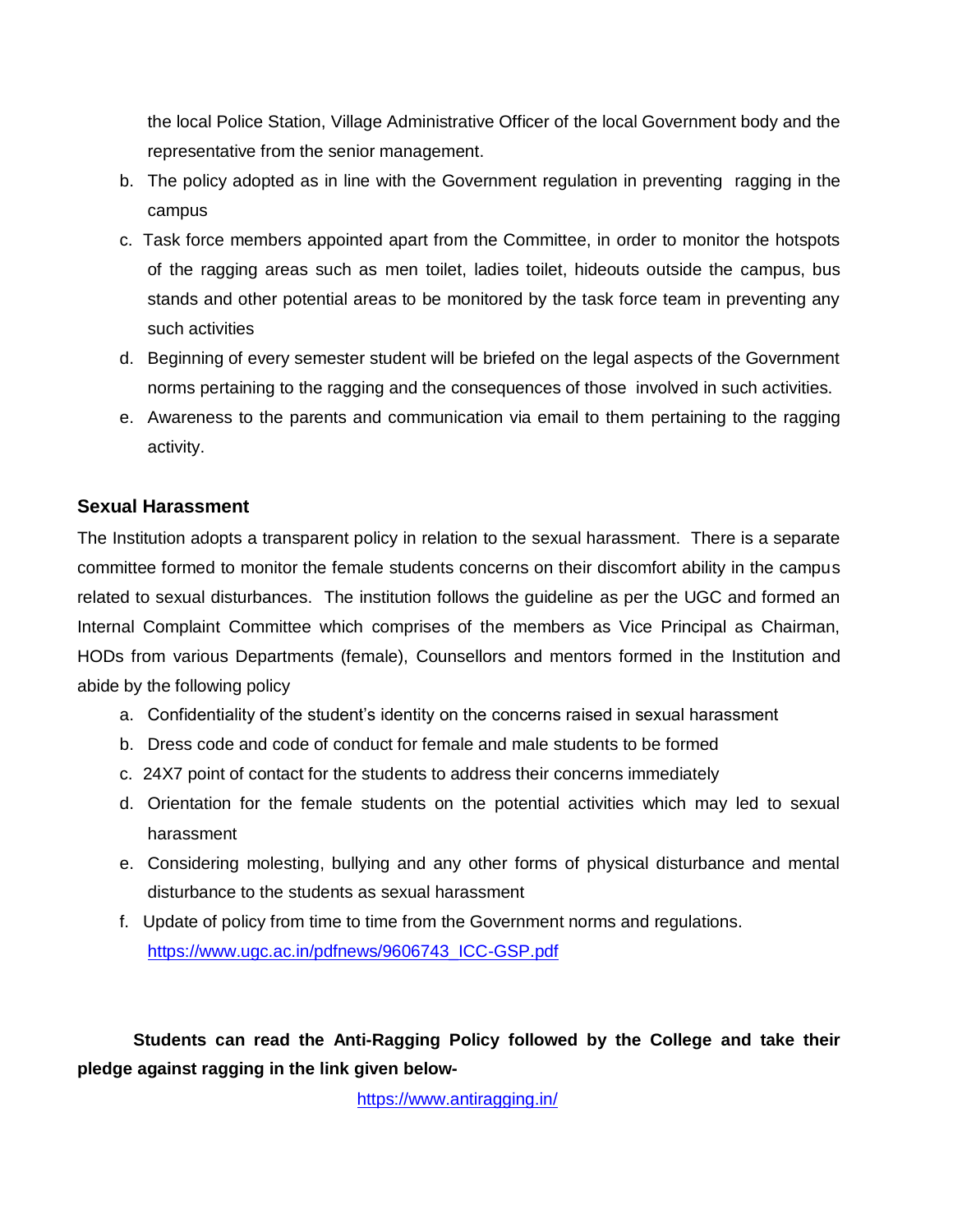the local Police Station, Village Administrative Officer of the local Government body and the representative from the senior management.

b. The policy adopted as in line with the Government regulation in preventing ragging in the campus
c. Task force members appointed apart from the Committee, in order to monitor the hotspots of the ragging areas such as men toilet, ladies toilet, hideouts outside the campus, bus stands and other potential areas to be monitored by the task force team in preventing any such activities
d. Beginning of every semester student will be briefed on the legal aspects of the Government norms pertaining to the ragging and the consequences of those involved in such activities.
e. Awareness to the parents and communication via email to them pertaining to the ragging activity.

### Sexual Harassment

The Institution adopts a transparent policy in relation to the sexual harassment. There is a separate committee formed to monitor the female students concerns on their discomfort ability in the campus related to sexual disturbances. The institution follows the guideline as per the UGC and formed an Internal Complaint Committee which comprises of the members as Vice Principal as Chairman, HODs from various Departments (female), Counsellors and mentors formed in the Institution and abide by the following policy

a. Confidentiality of the student's identity on the concerns raised in sexual harassment
b. Dress code and code of conduct for female and male students to be formed
c. 24X7 point of contact for the students to address their concerns immediately
d. Orientation for the female students on the potential activities which may led to sexual harassment
e. Considering molesting, bullying and any other forms of physical disturbance and mental disturbance to the students as sexual harassment
f. Update of policy from time to time from the Government norms and regulations. https://www.ugc.ac.in/pdfnews/9606743_ICC-GSP.pdf

**Students can read the Anti-Ragging Policy followed by the College and take their pledge against ragging in the link given below-**

https://www.antiragging.in/